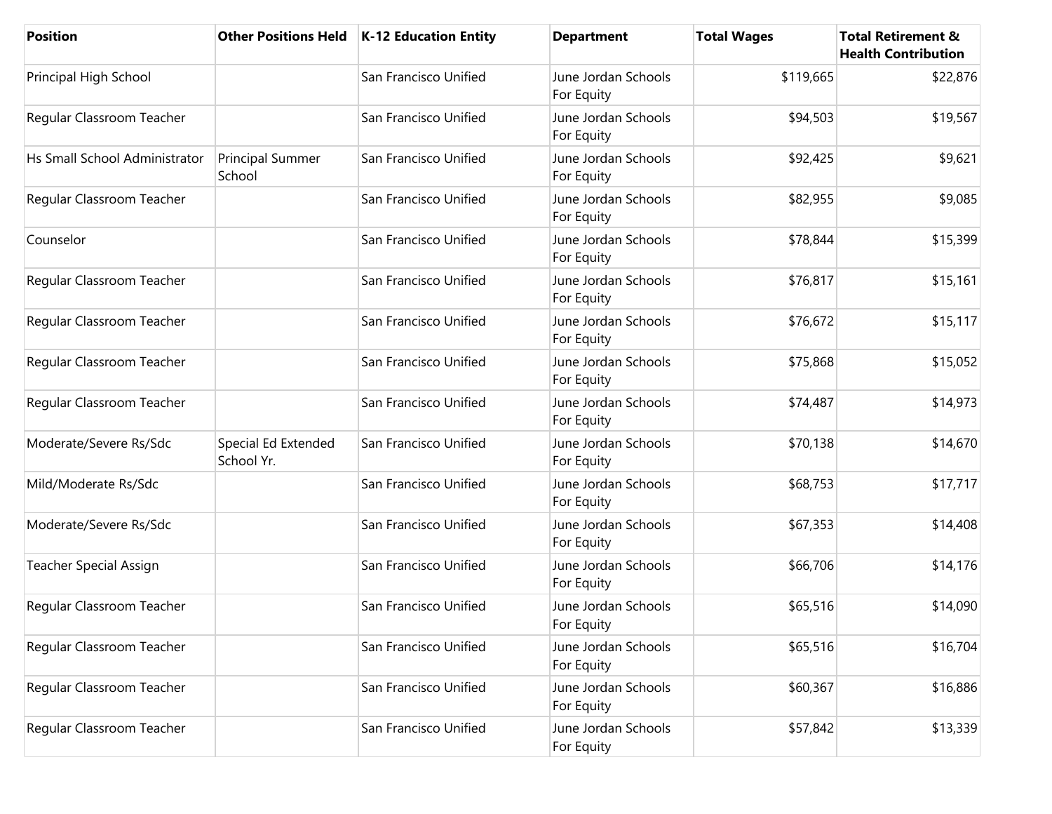| Position | Other Positions Held | K-12 Education Entity | Department | Total Wages | Total Retirement & Health Contribution |
|---|---|---|---|---|---|
| Principal High School | | San Francisco Unified | June Jordan Schools For Equity | $119,665 | $22,876 |
| Regular Classroom Teacher | | San Francisco Unified | June Jordan Schools For Equity | $94,503 | $19,567 |
| Hs Small School Administrator | Principal Summer School | San Francisco Unified | June Jordan Schools For Equity | $92,425 | $9,621 |
| Regular Classroom Teacher | | San Francisco Unified | June Jordan Schools For Equity | $82,955 | $9,085 |
| Counselor | | San Francisco Unified | June Jordan Schools For Equity | $78,844 | $15,399 |
| Regular Classroom Teacher | | San Francisco Unified | June Jordan Schools For Equity | $76,817 | $15,161 |
| Regular Classroom Teacher | | San Francisco Unified | June Jordan Schools For Equity | $76,672 | $15,117 |
| Regular Classroom Teacher | | San Francisco Unified | June Jordan Schools For Equity | $75,868 | $15,052 |
| Regular Classroom Teacher | | San Francisco Unified | June Jordan Schools For Equity | $74,487 | $14,973 |
| Moderate/Severe Rs/Sdc | Special Ed Extended School Yr. | San Francisco Unified | June Jordan Schools For Equity | $70,138 | $14,670 |
| Mild/Moderate Rs/Sdc | | San Francisco Unified | June Jordan Schools For Equity | $68,753 | $17,717 |
| Moderate/Severe Rs/Sdc | | San Francisco Unified | June Jordan Schools For Equity | $67,353 | $14,408 |
| Teacher Special Assign | | San Francisco Unified | June Jordan Schools For Equity | $66,706 | $14,176 |
| Regular Classroom Teacher | | San Francisco Unified | June Jordan Schools For Equity | $65,516 | $14,090 |
| Regular Classroom Teacher | | San Francisco Unified | June Jordan Schools For Equity | $65,516 | $16,704 |
| Regular Classroom Teacher | | San Francisco Unified | June Jordan Schools For Equity | $60,367 | $16,886 |
| Regular Classroom Teacher | | San Francisco Unified | June Jordan Schools For Equity | $57,842 | $13,339 |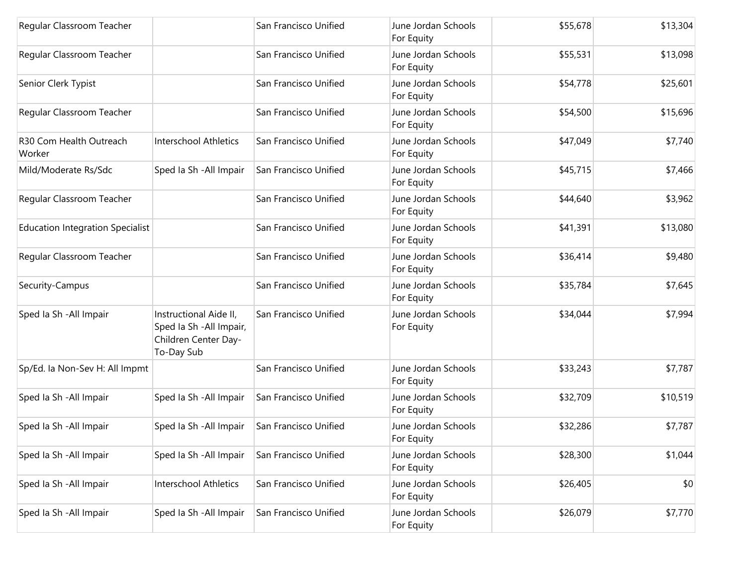| | | | | | |
|---|---|---|---|---|---|
| Regular Classroom Teacher | | San Francisco Unified | June Jordan Schools For Equity | $55,678 | $13,304 |
| Regular Classroom Teacher | | San Francisco Unified | June Jordan Schools For Equity | $55,531 | $13,098 |
| Senior Clerk Typist | | San Francisco Unified | June Jordan Schools For Equity | $54,778 | $25,601 |
| Regular Classroom Teacher | | San Francisco Unified | June Jordan Schools For Equity | $54,500 | $15,696 |
| R30 Com Health Outreach Worker | Interschool Athletics | San Francisco Unified | June Jordan Schools For Equity | $47,049 | $7,740 |
| Mild/Moderate Rs/Sdc | Sped Ia Sh -All Impair | San Francisco Unified | June Jordan Schools For Equity | $45,715 | $7,466 |
| Regular Classroom Teacher | | San Francisco Unified | June Jordan Schools For Equity | $44,640 | $3,962 |
| Education Integration Specialist | | San Francisco Unified | June Jordan Schools For Equity | $41,391 | $13,080 |
| Regular Classroom Teacher | | San Francisco Unified | June Jordan Schools For Equity | $36,414 | $9,480 |
| Security-Campus | | San Francisco Unified | June Jordan Schools For Equity | $35,784 | $7,645 |
| Sped Ia Sh -All Impair | Instructional Aide II, Sped Ia Sh -All Impair, Children Center Day-To-Day Sub | San Francisco Unified | June Jordan Schools For Equity | $34,044 | $7,994 |
| Sp/Ed. Ia Non-Sev H: All Impmt | | San Francisco Unified | June Jordan Schools For Equity | $33,243 | $7,787 |
| Sped Ia Sh -All Impair | Sped Ia Sh -All Impair | San Francisco Unified | June Jordan Schools For Equity | $32,709 | $10,519 |
| Sped Ia Sh -All Impair | Sped Ia Sh -All Impair | San Francisco Unified | June Jordan Schools For Equity | $32,286 | $7,787 |
| Sped Ia Sh -All Impair | Sped Ia Sh -All Impair | San Francisco Unified | June Jordan Schools For Equity | $28,300 | $1,044 |
| Sped Ia Sh -All Impair | Interschool Athletics | San Francisco Unified | June Jordan Schools For Equity | $26,405 | $0 |
| Sped Ia Sh -All Impair | Sped Ia Sh -All Impair | San Francisco Unified | June Jordan Schools For Equity | $26,079 | $7,770 |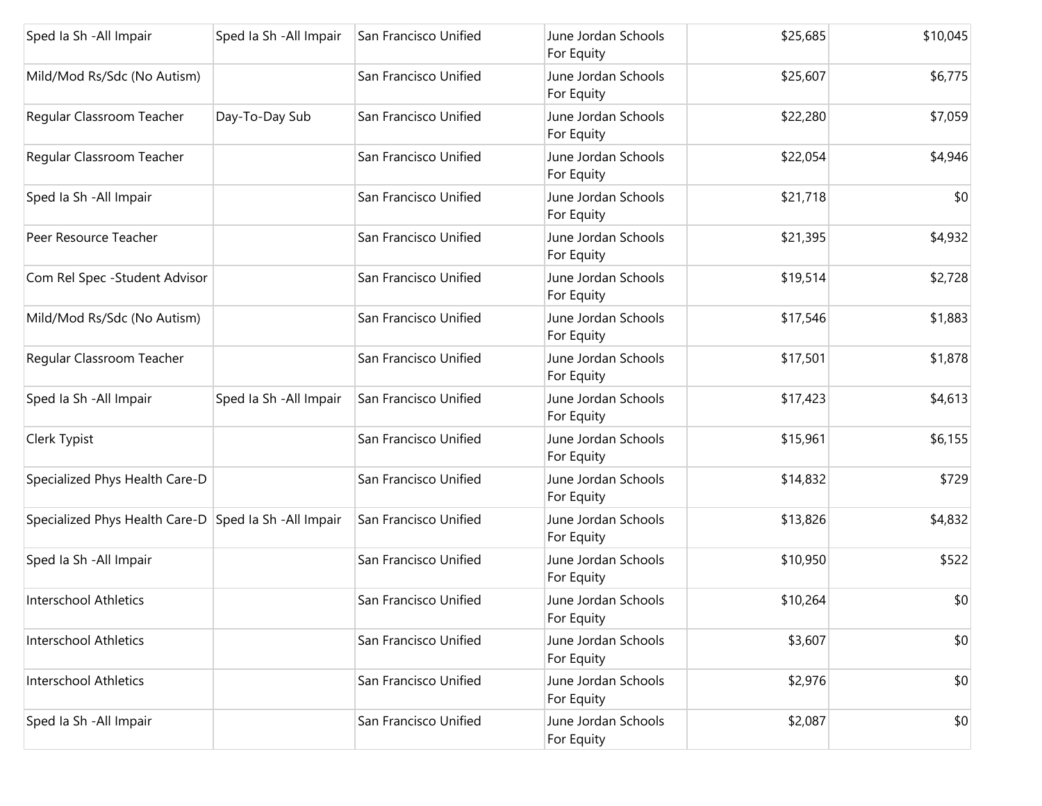| | | | | | |
|---|---|---|---|---|---|
| Sped Ia Sh -All Impair | Sped Ia Sh -All Impair | San Francisco Unified | June Jordan Schools For Equity | $25,685 | $10,045 |
| Mild/Mod Rs/Sdc (No Autism) | | San Francisco Unified | June Jordan Schools For Equity | $25,607 | $6,775 |
| Regular Classroom Teacher | Day-To-Day Sub | San Francisco Unified | June Jordan Schools For Equity | $22,280 | $7,059 |
| Regular Classroom Teacher | | San Francisco Unified | June Jordan Schools For Equity | $22,054 | $4,946 |
| Sped Ia Sh -All Impair | | San Francisco Unified | June Jordan Schools For Equity | $21,718 | $0 |
| Peer Resource Teacher | | San Francisco Unified | June Jordan Schools For Equity | $21,395 | $4,932 |
| Com Rel Spec -Student Advisor | | San Francisco Unified | June Jordan Schools For Equity | $19,514 | $2,728 |
| Mild/Mod Rs/Sdc (No Autism) | | San Francisco Unified | June Jordan Schools For Equity | $17,546 | $1,883 |
| Regular Classroom Teacher | | San Francisco Unified | June Jordan Schools For Equity | $17,501 | $1,878 |
| Sped Ia Sh -All Impair | Sped Ia Sh -All Impair | San Francisco Unified | June Jordan Schools For Equity | $17,423 | $4,613 |
| Clerk Typist | | San Francisco Unified | June Jordan Schools For Equity | $15,961 | $6,155 |
| Specialized Phys Health Care-D | | San Francisco Unified | June Jordan Schools For Equity | $14,832 | $729 |
| Specialized Phys Health Care-D | Sped Ia Sh -All Impair | San Francisco Unified | June Jordan Schools For Equity | $13,826 | $4,832 |
| Sped Ia Sh -All Impair | | San Francisco Unified | June Jordan Schools For Equity | $10,950 | $522 |
| Interschool Athletics | | San Francisco Unified | June Jordan Schools For Equity | $10,264 | $0 |
| Interschool Athletics | | San Francisco Unified | June Jordan Schools For Equity | $3,607 | $0 |
| Interschool Athletics | | San Francisco Unified | June Jordan Schools For Equity | $2,976 | $0 |
| Sped Ia Sh -All Impair | | San Francisco Unified | June Jordan Schools For Equity | $2,087 | $0 |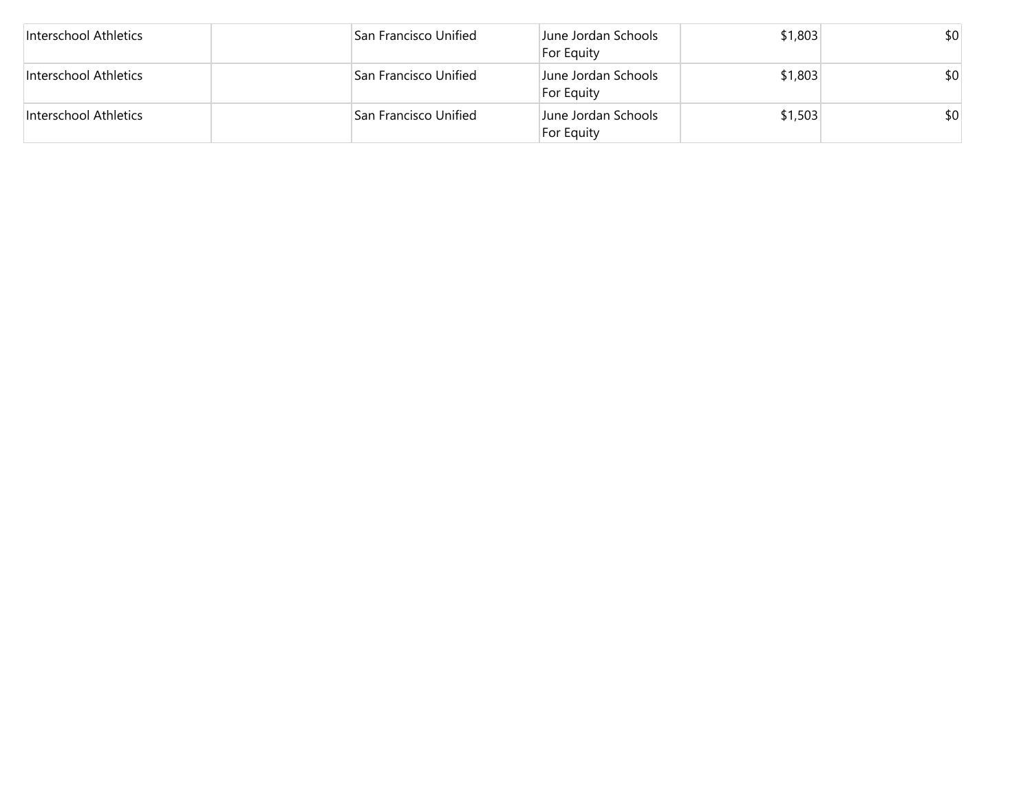| | | | | | |
|---|---|---|---|---|---|
| Interschool Athletics | | San Francisco Unified | June Jordan Schools For Equity | $1,803 | $0 |
| Interschool Athletics | | San Francisco Unified | June Jordan Schools For Equity | $1,803 | $0 |
| Interschool Athletics | | San Francisco Unified | June Jordan Schools For Equity | $1,503 | $0 |